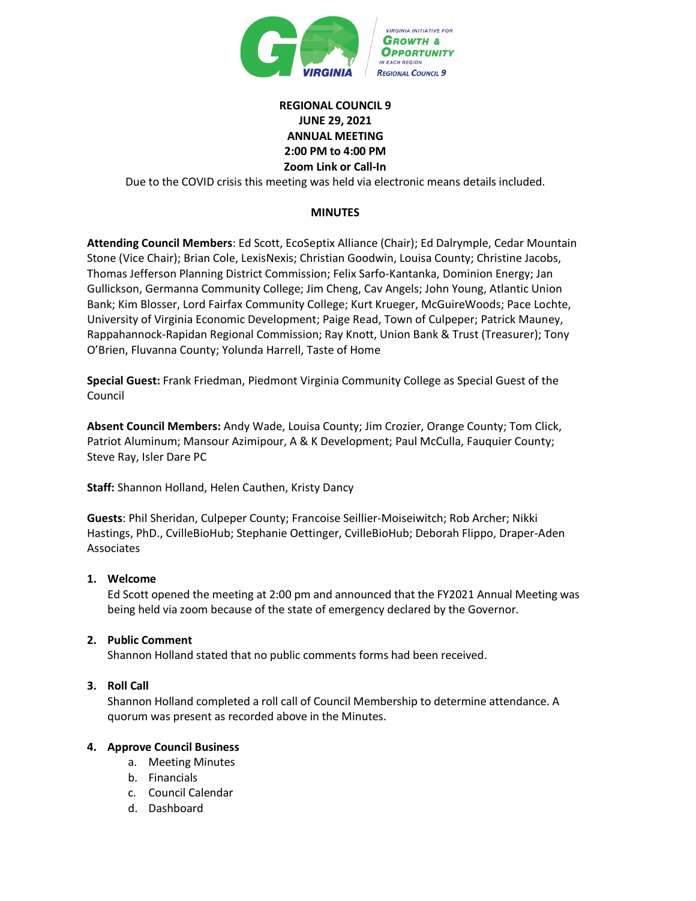**REGIONAL COUNCIL 9**
**JUNE 29, 2021**
**ANNUAL MEETING**
**2:00 PM to 4:00 PM**
**Zoom Link or Call-In**

Due to the COVID crisis this meeting was held via electronic means details included.

**MINUTES**

**Attending Council Members**: Ed Scott, EcoSeptix Alliance (Chair); Ed Dalrymple, Cedar Mountain Stone (Vice Chair); Brian Cole, LexisNexis; Christian Goodwin, Louisa County; Christine Jacobs, Thomas Jefferson Planning District Commission; Felix Sarfo-Kantanka, Dominion Energy; Jan Gullickson, Germanna Community College; Jim Cheng, Cav Angels; John Young, Atlantic Union Bank; Kim Blosser, Lord Fairfax Community College; Kurt Krueger, McGuireWoods; Pace Lochte, University of Virginia Economic Development; Paige Read, Town of Culpeper; Patrick Mauney, Rappahannock-Rapidan Regional Commission; Ray Knott, Union Bank & Trust (Treasurer); Tony O'Brien, Fluvanna County; Yolunda Harrell, Taste of Home

**Special Guest:** Frank Friedman, Piedmont Virginia Community College as Special Guest of the Council

**Absent Council Members:** Andy Wade, Louisa County; Jim Crozier, Orange County; Tom Click, Patriot Aluminum; Mansour Azimipour, A & K Development; Paul McCulla, Fauquier County; Steve Ray, Isler Dare PC

**Staff:** Shannon Holland, Helen Cauthen, Kristy Dancy

**Guests**: Phil Sheridan, Culpeper County; Francoise Seillier-Moiseiwitch; Rob Archer; Nikki Hastings, PhD., CvilleBioHub; Stephanie Oettinger, CvilleBioHub; Deborah Flippo, Draper-Aden Associates

1. **Welcome**

   Ed Scott opened the meeting at 2:00 pm and announced that the FY2021 Annual Meeting was being held via zoom because of the state of emergency declared by the Governor.

2. **Public Comment**

   Shannon Holland stated that no public comments forms had been received.

3. **Roll Call**

   Shannon Holland completed a roll call of Council Membership to determine attendance. A quorum was present as recorded above in the Minutes.

4. **Approve Council Business**
   a. Meeting Minutes
   b. Financials
   c. Council Calendar
   d. Dashboard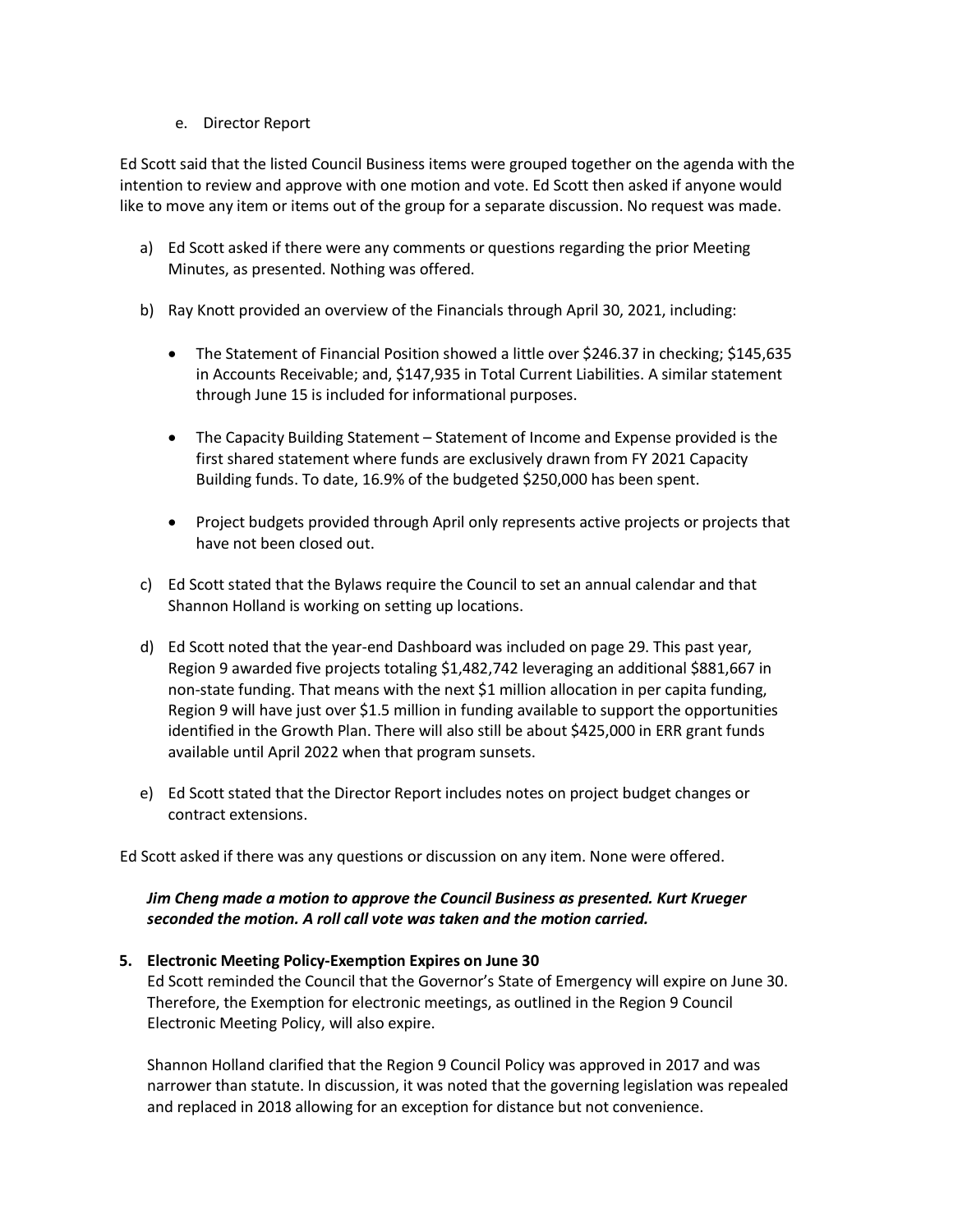e. Director Report

Ed Scott said that the listed Council Business items were grouped together on the agenda with the intention to review and approve with one motion and vote. Ed Scott then asked if anyone would like to move any item or items out of the group for a separate discussion. No request was made.

a) Ed Scott asked if there were any comments or questions regarding the prior Meeting Minutes, as presented. Nothing was offered.

b) Ray Knott provided an overview of the Financials through April 30, 2021, including:

   - The Statement of Financial Position showed a little over $246.37 in checking; $145,635 in Accounts Receivable; and, $147,935 in Total Current Liabilities. A similar statement through June 15 is included for informational purposes.

   - The Capacity Building Statement – Statement of Income and Expense provided is the first shared statement where funds are exclusively drawn from FY 2021 Capacity Building funds. To date, 16.9% of the budgeted $250,000 has been spent.

   - Project budgets provided through April only represents active projects or projects that have not been closed out.

c) Ed Scott stated that the Bylaws require the Council to set an annual calendar and that Shannon Holland is working on setting up locations.

d) Ed Scott noted that the year-end Dashboard was included on page 29. This past year, Region 9 awarded five projects totaling $1,482,742 leveraging an additional $881,667 in non-state funding. That means with the next $1 million allocation in per capita funding, Region 9 will have just over $1.5 million in funding available to support the opportunities identified in the Growth Plan. There will also still be about $425,000 in ERR grant funds available until April 2022 when that program sunsets.

e) Ed Scott stated that the Director Report includes notes on project budget changes or contract extensions.

Ed Scott asked if there was any questions or discussion on any item. None were offered.

***Jim Cheng made a motion to approve the Council Business as presented. Kurt Krueger seconded the motion. A roll call vote was taken and the motion carried.***

**5. Electronic Meeting Policy-Exemption Expires on June 30**

Ed Scott reminded the Council that the Governor's State of Emergency will expire on June 30. Therefore, the Exemption for electronic meetings, as outlined in the Region 9 Council Electronic Meeting Policy, will also expire.

Shannon Holland clarified that the Region 9 Council Policy was approved in 2017 and was narrower than statute. In discussion, it was noted that the governing legislation was repealed and replaced in 2018 allowing for an exception for distance but not convenience.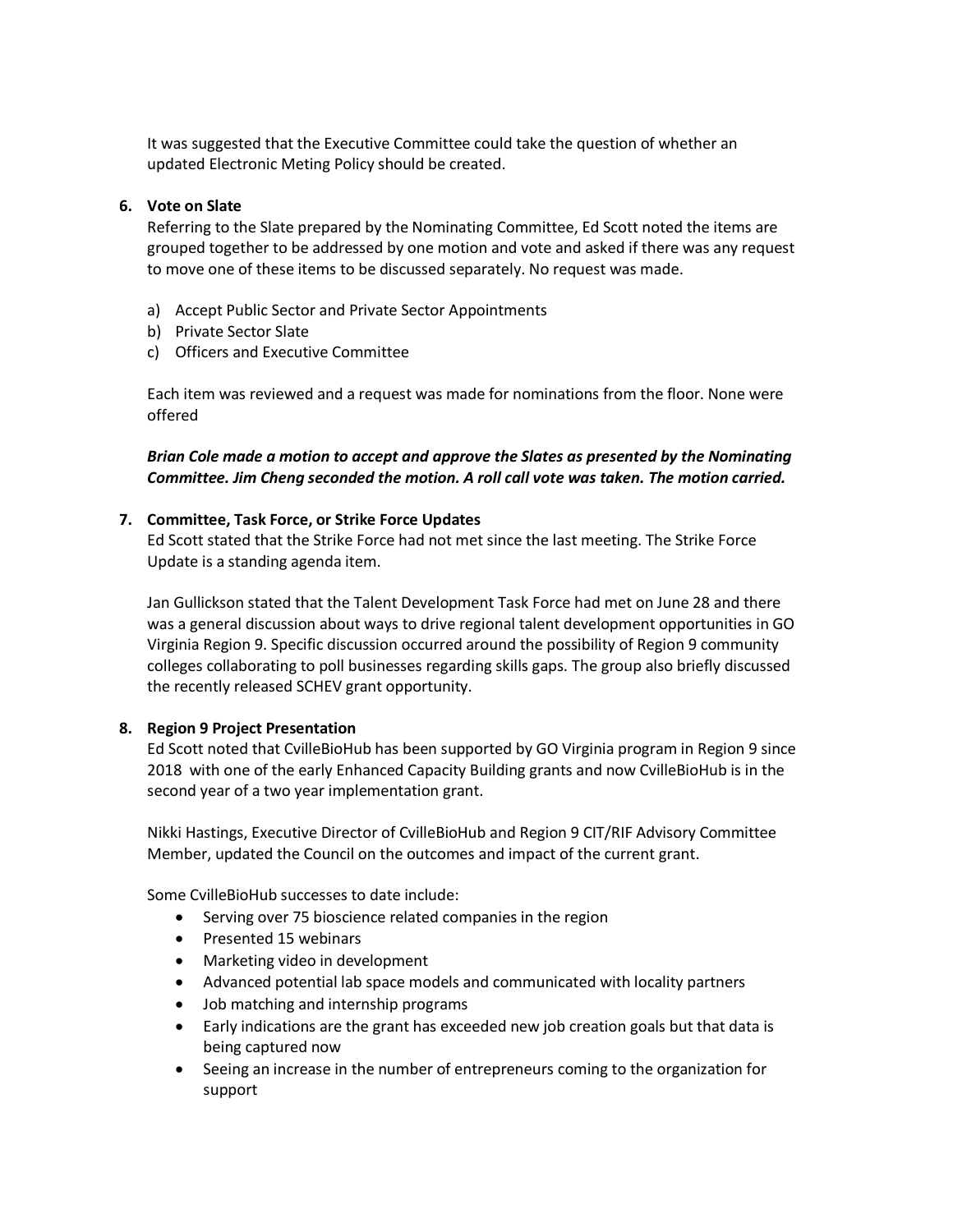It was suggested that the Executive Committee could take the question of whether an updated Electronic Meting Policy should be created.

**6. Vote on Slate**

Referring to the Slate prepared by the Nominating Committee, Ed Scott noted the items are grouped together to be addressed by one motion and vote and asked if there was any request to move one of these items to be discussed separately. No request was made.

a) Accept Public Sector and Private Sector Appointments
b) Private Sector Slate
c) Officers and Executive Committee

Each item was reviewed and a request was made for nominations from the floor. None were offered

***Brian Cole made a motion to accept and approve the Slates as presented by the Nominating Committee. Jim Cheng seconded the motion. A roll call vote was taken. The motion carried.***

**7. Committee, Task Force, or Strike Force Updates**

Ed Scott stated that the Strike Force had not met since the last meeting. The Strike Force Update is a standing agenda item.

Jan Gullickson stated that the Talent Development Task Force had met on June 28 and there was a general discussion about ways to drive regional talent development opportunities in GO Virginia Region 9. Specific discussion occurred around the possibility of Region 9 community colleges collaborating to poll businesses regarding skills gaps. The group also briefly discussed the recently released SCHEV grant opportunity.

**8. Region 9 Project Presentation**

Ed Scott noted that CvilleBioHub has been supported by GO Virginia program in Region 9 since 2018 with one of the early Enhanced Capacity Building grants and now CvilleBioHub is in the second year of a two year implementation grant.

Nikki Hastings, Executive Director of CvilleBioHub and Region 9 CIT/RIF Advisory Committee Member, updated the Council on the outcomes and impact of the current grant.

Some CvilleBioHub successes to date include:

- Serving over 75 bioscience related companies in the region
- Presented 15 webinars
- Marketing video in development
- Advanced potential lab space models and communicated with locality partners
- Job matching and internship programs
- Early indications are the grant has exceeded new job creation goals but that data is being captured now
- Seeing an increase in the number of entrepreneurs coming to the organization for support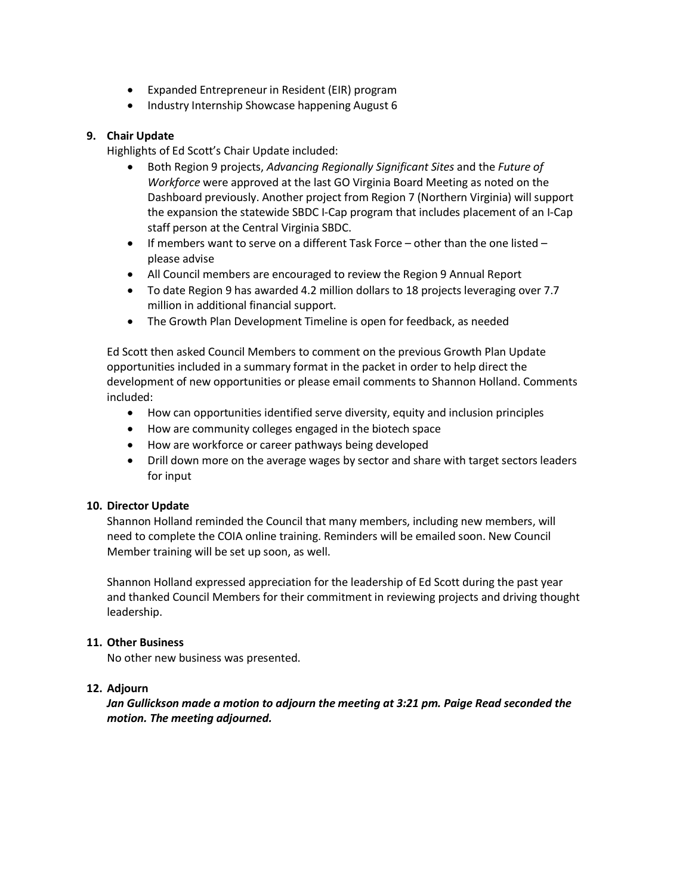- Expanded Entrepreneur in Resident (EIR) program
- Industry Internship Showcase happening August 6

**9. Chair Update**

Highlights of Ed Scott's Chair Update included:

- Both Region 9 projects, *Advancing Regionally Significant Sites* and the *Future of Workforce* were approved at the last GO Virginia Board Meeting as noted on the Dashboard previously. Another project from Region 7 (Northern Virginia) will support the expansion the statewide SBDC I-Cap program that includes placement of an I-Cap staff person at the Central Virginia SBDC.
- If members want to serve on a different Task Force – other than the one listed – please advise
- All Council members are encouraged to review the Region 9 Annual Report
- To date Region 9 has awarded 4.2 million dollars to 18 projects leveraging over 7.7 million in additional financial support.
- The Growth Plan Development Timeline is open for feedback, as needed

Ed Scott then asked Council Members to comment on the previous Growth Plan Update opportunities included in a summary format in the packet in order to help direct the development of new opportunities or please email comments to Shannon Holland. Comments included:

- How can opportunities identified serve diversity, equity and inclusion principles
- How are community colleges engaged in the biotech space
- How are workforce or career pathways being developed
- Drill down more on the average wages by sector and share with target sectors leaders for input

**10. Director Update**

Shannon Holland reminded the Council that many members, including new members, will need to complete the COIA online training. Reminders will be emailed soon. New Council Member training will be set up soon, as well.

Shannon Holland expressed appreciation for the leadership of Ed Scott during the past year and thanked Council Members for their commitment in reviewing projects and driving thought leadership.

**11. Other Business**

No other new business was presented.

**12. Adjourn**

***Jan Gullickson made a motion to adjourn the meeting at 3:21 pm. Paige Read seconded the motion. The meeting adjourned.***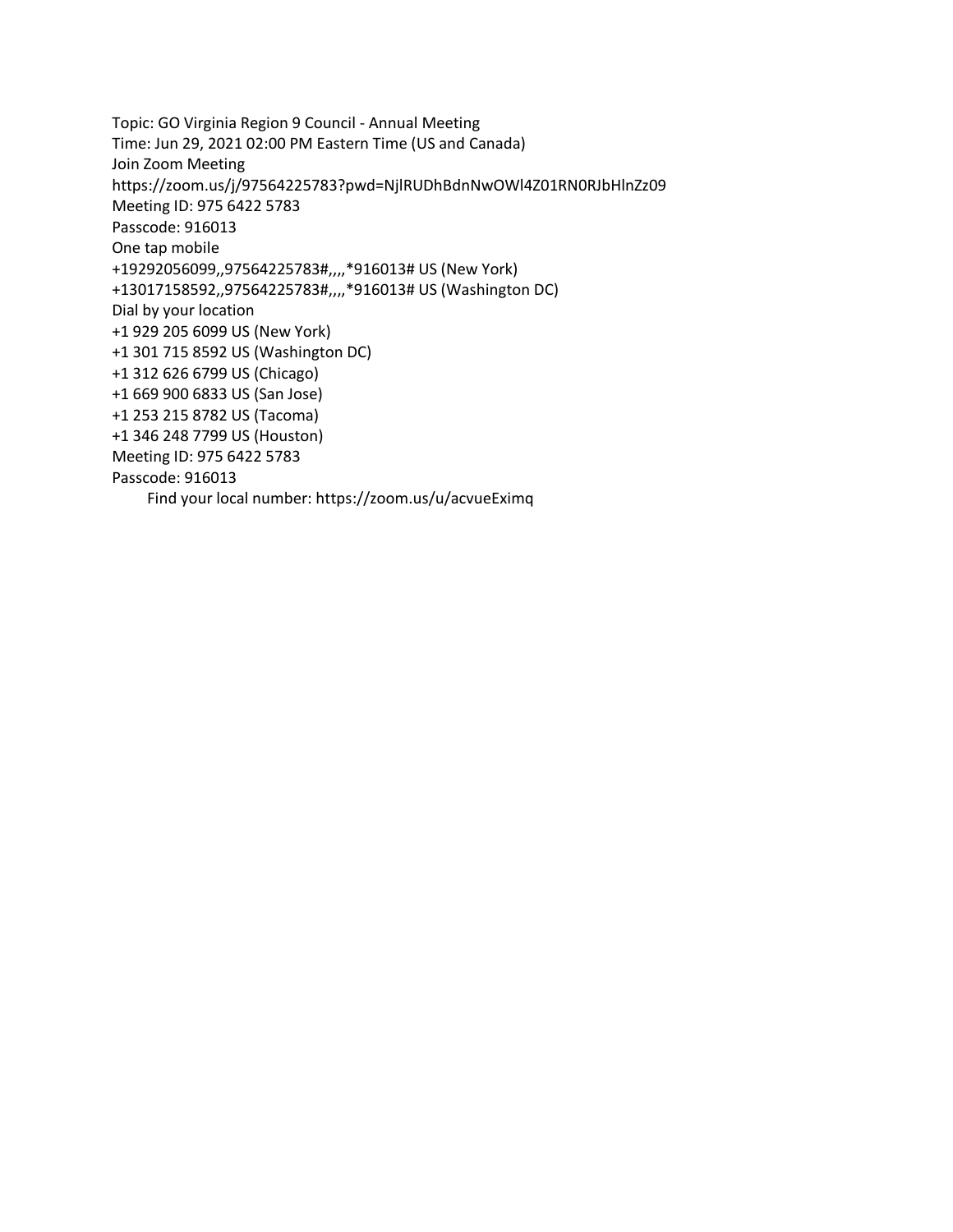Topic: GO Virginia Region 9 Council - Annual Meeting
Time: Jun 29, 2021 02:00 PM Eastern Time (US and Canada)
Join Zoom Meeting
https://zoom.us/j/97564225783?pwd=NjlRUDhBdnNwOWl4Z01RN0RJbHlnZz09
Meeting ID: 975 6422 5783
Passcode: 916013
One tap mobile
+19292056099,,97564225783#,,,,*916013# US (New York)
+13017158592,,97564225783#,,,,*916013# US (Washington DC)
Dial by your location
+1 929 205 6099 US (New York)
+1 301 715 8592 US (Washington DC)
+1 312 626 6799 US (Chicago)
+1 669 900 6833 US (San Jose)
+1 253 215 8782 US (Tacoma)
+1 346 248 7799 US (Houston)
Meeting ID: 975 6422 5783
Passcode: 916013
Find your local number: https://zoom.us/u/acvueEximq